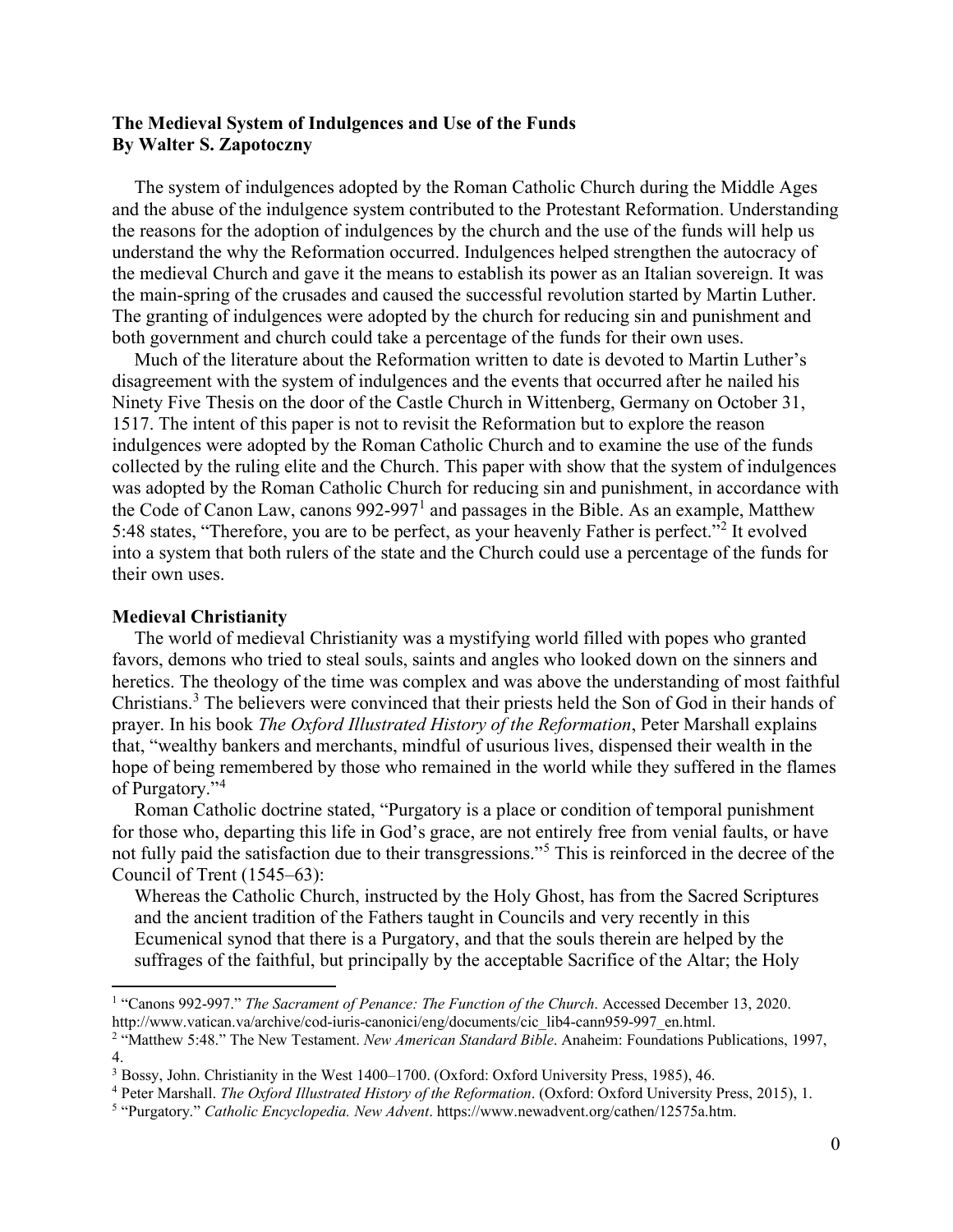**The Medieval System of Indulgences and Use of the Funds**
**By Walter S. Zapotoczny**

The system of indulgences adopted by the Roman Catholic Church during the Middle Ages and the abuse of the indulgence system contributed to the Protestant Reformation. Understanding the reasons for the adoption of indulgences by the church and the use of the funds will help us understand the why the Reformation occurred. Indulgences helped strengthen the autocracy of the medieval Church and gave it the means to establish its power as an Italian sovereign. It was the main-spring of the crusades and caused the successful revolution started by Martin Luther. The granting of indulgences were adopted by the church for reducing sin and punishment and both government and church could take a percentage of the funds for their own uses.

Much of the literature about the Reformation written to date is devoted to Martin Luther's disagreement with the system of indulgences and the events that occurred after he nailed his Ninety Five Thesis on the door of the Castle Church in Wittenberg, Germany on October 31, 1517. The intent of this paper is not to revisit the Reformation but to explore the reason indulgences were adopted by the Roman Catholic Church and to examine the use of the funds collected by the ruling elite and the Church. This paper with show that the system of indulgences was adopted by the Roman Catholic Church for reducing sin and punishment, in accordance with the Code of Canon Law, canons 992-997[1] and passages in the Bible. As an example, Matthew 5:48 states, "Therefore, you are to be perfect, as your heavenly Father is perfect."[2] It evolved into a system that both rulers of the state and the Church could use a percentage of the funds for their own uses.

**Medieval Christianity**

The world of medieval Christianity was a mystifying world filled with popes who granted favors, demons who tried to steal souls, saints and angles who looked down on the sinners and heretics. The theology of the time was complex and was above the understanding of most faithful Christians.[3] The believers were convinced that their priests held the Son of God in their hands of prayer. In his book *The Oxford Illustrated History of the Reformation*, Peter Marshall explains that, "wealthy bankers and merchants, mindful of usurious lives, dispensed their wealth in the hope of being remembered by those who remained in the world while they suffered in the flames of Purgatory."[4]

Roman Catholic doctrine stated, "Purgatory is a place or condition of temporal punishment for those who, departing this life in God's grace, are not entirely free from venial faults, or have not fully paid the satisfaction due to their transgressions."[5] This is reinforced in the decree of the Council of Trent (1545–63):

> Whereas the Catholic Church, instructed by the Holy Ghost, has from the Sacred Scriptures and the ancient tradition of the Fathers taught in Councils and very recently in this Ecumenical synod that there is a Purgatory, and that the souls therein are helped by the suffrages of the faithful, but principally by the acceptable Sacrifice of the Altar; the Holy

---

[1] "Canons 992-997." *The Sacrament of Penance: The Function of the Church*. Accessed December 13, 2020. http://www.vatican.va/archive/cod-iuris-canonici/eng/documents/cic_lib4-cann959-997_en.html.

[2] "Matthew 5:48." The New Testament. *New American Standard Bible*. Anaheim: Foundations Publications, 1997, 4.

[3] Bossy, John. Christianity in the West 1400–1700. (Oxford: Oxford University Press, 1985), 46.

[4] Peter Marshall. *The Oxford Illustrated History of the Reformation*. (Oxford: Oxford University Press, 2015), 1.

[5] "Purgatory." *Catholic Encyclopedia. New Advent*. https://www.newadvent.org/cathen/12575a.htm.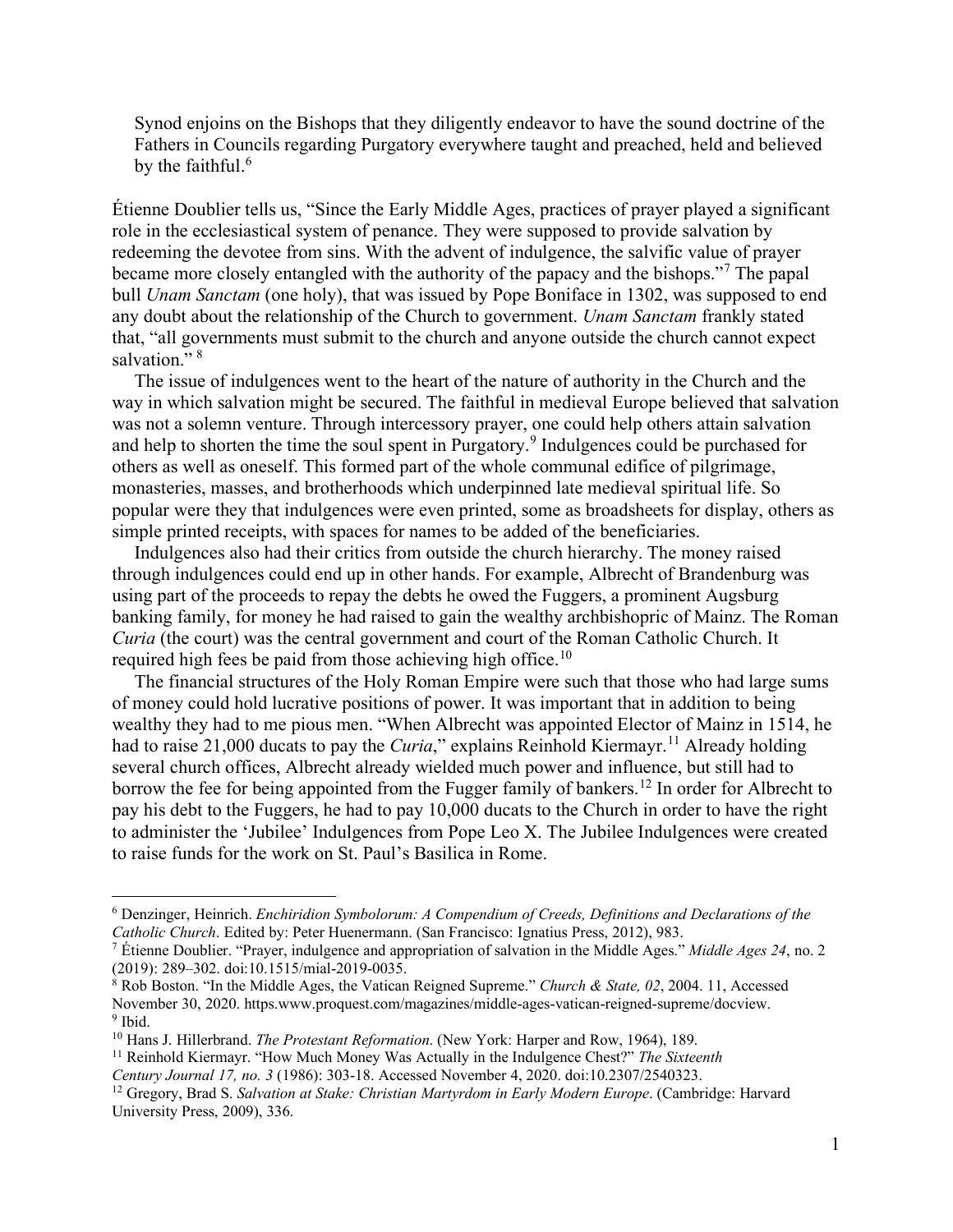> Synod enjoins on the Bishops that they diligently endeavor to have the sound doctrine of the Fathers in Councils regarding Purgatory everywhere taught and preached, held and believed by the faithful.[6]

Étienne Doublier tells us, "Since the Early Middle Ages, practices of prayer played a significant role in the ecclesiastical system of penance. They were supposed to provide salvation by redeeming the devotee from sins. With the advent of indulgence, the salvific value of prayer became more closely entangled with the authority of the papacy and the bishops."[7] The papal bull *Unam Sanctam* (one holy), that was issued by Pope Boniface in 1302, was supposed to end any doubt about the relationship of the Church to government. *Unam Sanctam* frankly stated that, "all governments must submit to the church and anyone outside the church cannot expect salvation." [8]

The issue of indulgences went to the heart of the nature of authority in the Church and the way in which salvation might be secured. The faithful in medieval Europe believed that salvation was not a solemn venture. Through intercessory prayer, one could help others attain salvation and help to shorten the time the soul spent in Purgatory.[9] Indulgences could be purchased for others as well as oneself. This formed part of the whole communal edifice of pilgrimage, monasteries, masses, and brotherhoods which underpinned late medieval spiritual life. So popular were they that indulgences were even printed, some as broadsheets for display, others as simple printed receipts, with spaces for names to be added of the beneficiaries.

Indulgences also had their critics from outside the church hierarchy. The money raised through indulgences could end up in other hands. For example, Albrecht of Brandenburg was using part of the proceeds to repay the debts he owed the Fuggers, a prominent Augsburg banking family, for money he had raised to gain the wealthy archbishopric of Mainz. The Roman *Curia* (the court) was the central government and court of the Roman Catholic Church. It required high fees be paid from those achieving high office.[10]

The financial structures of the Holy Roman Empire were such that those who had large sums of money could hold lucrative positions of power. It was important that in addition to being wealthy they had to me pious men. "When Albrecht was appointed Elector of Mainz in 1514, he had to raise 21,000 ducats to pay the *Curia*," explains Reinhold Kiermayr.[11] Already holding several church offices, Albrecht already wielded much power and influence, but still had to borrow the fee for being appointed from the Fugger family of bankers.[12] In order for Albrecht to pay his debt to the Fuggers, he had to pay 10,000 ducats to the Church in order to have the right to administer the 'Jubilee' Indulgences from Pope Leo X. The Jubilee Indulgences were created to raise funds for the work on St. Paul's Basilica in Rome.

---

[6] Denzinger, Heinrich. *Enchiridion Symbolorum: A Compendium of Creeds, Definitions and Declarations of the Catholic Church*. Edited by: Peter Huenermann. (San Francisco: Ignatius Press, 2012), 983.

[7] Étienne Doublier. "Prayer, indulgence and appropriation of salvation in the Middle Ages." *Middle Ages 24*, no. 2 (2019): 289–302. doi:10.1515/mial-2019-0035.

[8] Rob Boston. "In the Middle Ages, the Vatican Reigned Supreme." *Church & State, 02*, 2004. 11, Accessed November 30, 2020. https.www.proquest.com/magazines/middle-ages-vatican-reigned-supreme/docview.

[9] Ibid.

[10] Hans J. Hillerbrand. *The Protestant Reformation*. (New York: Harper and Row, 1964), 189.

[11] Reinhold Kiermayr. "How Much Money Was Actually in the Indulgence Chest?" *The Sixteenth Century Journal 17, no. 3* (1986): 303-18. Accessed November 4, 2020. doi:10.2307/2540323.

[12] Gregory, Brad S. *Salvation at Stake: Christian Martyrdom in Early Modern Europe*. (Cambridge: Harvard University Press, 2009), 336.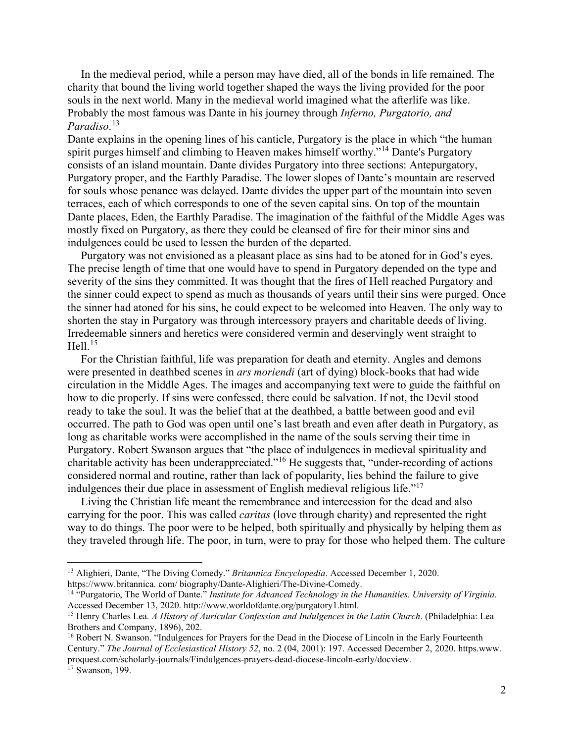In the medieval period, while a person may have died, all of the bonds in life remained. The charity that bound the living world together shaped the ways the living provided for the poor souls in the next world. Many in the medieval world imagined what the afterlife was like. Probably the most famous was Dante in his journey through *Inferno, Purgatorio, and Paradiso*.[13]

Dante explains in the opening lines of his canticle, Purgatory is the place in which "the human spirit purges himself and climbing to Heaven makes himself worthy."[14] Dante's Purgatory consists of an island mountain. Dante divides Purgatory into three sections: Antepurgatory, Purgatory proper, and the Earthly Paradise. The lower slopes of Dante's mountain are reserved for souls whose penance was delayed. Dante divides the upper part of the mountain into seven terraces, each of which corresponds to one of the seven capital sins. On top of the mountain Dante places, Eden, the Earthly Paradise. The imagination of the faithful of the Middle Ages was mostly fixed on Purgatory, as there they could be cleansed of fire for their minor sins and indulgences could be used to lessen the burden of the departed.

Purgatory was not envisioned as a pleasant place as sins had to be atoned for in God's eyes. The precise length of time that one would have to spend in Purgatory depended on the type and severity of the sins they committed. It was thought that the fires of Hell reached Purgatory and the sinner could expect to spend as much as thousands of years until their sins were purged. Once the sinner had atoned for his sins, he could expect to be welcomed into Heaven. The only way to shorten the stay in Purgatory was through intercessory prayers and charitable deeds of living. Irredeemable sinners and heretics were considered vermin and deservingly went straight to Hell.[15]

For the Christian faithful, life was preparation for death and eternity. Angles and demons were presented in deathbed scenes in *ars moriendi* (art of dying) block-books that had wide circulation in the Middle Ages. The images and accompanying text were to guide the faithful on how to die properly. If sins were confessed, there could be salvation. If not, the Devil stood ready to take the soul. It was the belief that at the deathbed, a battle between good and evil occurred. The path to God was open until one's last breath and even after death in Purgatory, as long as charitable works were accomplished in the name of the souls serving their time in Purgatory. Robert Swanson argues that "the place of indulgences in medieval spirituality and charitable activity has been underappreciated."[16] He suggests that, "under-recording of actions considered normal and routine, rather than lack of popularity, lies behind the failure to give indulgences their due place in assessment of English medieval religious life."[17]

Living the Christian life meant the remembrance and intercession for the dead and also carrying for the poor. This was called *caritas* (love through charity) and represented the right way to do things. The poor were to be helped, both spiritually and physically by helping them as they traveled through life. The poor, in turn, were to pray for those who helped them. The culture

---

[13] Alighieri, Dante, "The Diving Comedy." *Britannica Encyclopedia*. Accessed December 1, 2020. https://www.britannica. com/ biography/Dante-Alighieri/The-Divine-Comedy.

[14] "Purgatorio, The World of Dante." *Institute for Advanced Technology in the Humanities. University of Virginia*. Accessed December 13, 2020. http://www.worldofdante.org/purgatory1.html.

[15] Henry Charles Lea. *A History of Auricular Confession and Indulgences in the Latin Church*. (Philadelphia: Lea Brothers and Company, 1896), 202.

[16] Robert N. Swanson. "Indulgences for Prayers for the Dead in the Diocese of Lincoln in the Early Fourteenth Century." *The Journal of Ecclesiastical History 52*, no. 2 (04, 2001): 197. Accessed December 2, 2020. https.www. proquest.com/scholarly-journals/Findulgences-prayers-dead-diocese-lincoln-early/docview.

[17] Swanson, 199.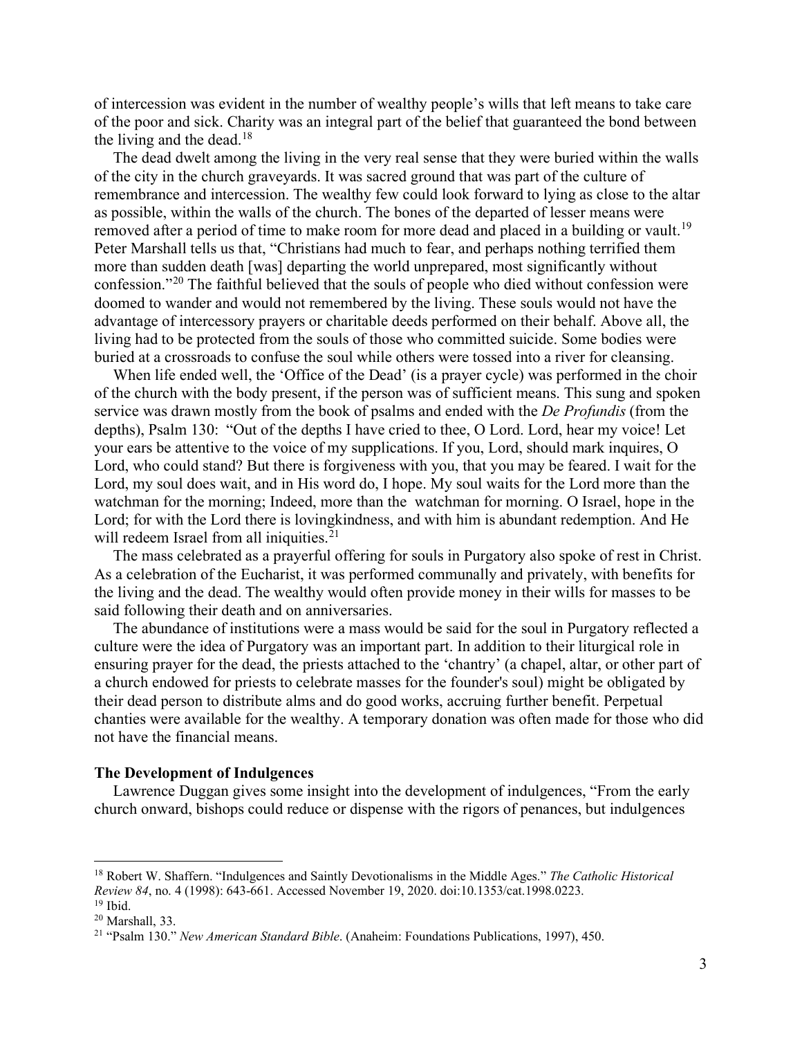of intercession was evident in the number of wealthy people's wills that left means to take care of the poor and sick. Charity was an integral part of the belief that guaranteed the bond between the living and the dead.[18]

The dead dwelt among the living in the very real sense that they were buried within the walls of the city in the church graveyards. It was sacred ground that was part of the culture of remembrance and intercession. The wealthy few could look forward to lying as close to the altar as possible, within the walls of the church. The bones of the departed of lesser means were removed after a period of time to make room for more dead and placed in a building or vault.[19] Peter Marshall tells us that, "Christians had much to fear, and perhaps nothing terrified them more than sudden death [was] departing the world unprepared, most significantly without confession."[20] The faithful believed that the souls of people who died without confession were doomed to wander and would not remembered by the living. These souls would not have the advantage of intercessory prayers or charitable deeds performed on their behalf. Above all, the living had to be protected from the souls of those who committed suicide. Some bodies were buried at a crossroads to confuse the soul while others were tossed into a river for cleansing.

When life ended well, the 'Office of the Dead' (is a prayer cycle) was performed in the choir of the church with the body present, if the person was of sufficient means. This sung and spoken service was drawn mostly from the book of psalms and ended with the *De Profundis* (from the depths), Psalm 130: "Out of the depths I have cried to thee, O Lord. Lord, hear my voice! Let your ears be attentive to the voice of my supplications. If you, Lord, should mark inquires, O Lord, who could stand? But there is forgiveness with you, that you may be feared. I wait for the Lord, my soul does wait, and in His word do, I hope. My soul waits for the Lord more than the watchman for the morning; Indeed, more than the watchman for morning. O Israel, hope in the Lord; for with the Lord there is lovingkindness, and with him is abundant redemption. And He will redeem Israel from all iniquities.[21]

The mass celebrated as a prayerful offering for souls in Purgatory also spoke of rest in Christ. As a celebration of the Eucharist, it was performed communally and privately, with benefits for the living and the dead. The wealthy would often provide money in their wills for masses to be said following their death and on anniversaries.

The abundance of institutions were a mass would be said for the soul in Purgatory reflected a culture were the idea of Purgatory was an important part. In addition to their liturgical role in ensuring prayer for the dead, the priests attached to the 'chantry' (a chapel, altar, or other part of a church endowed for priests to celebrate masses for the founder's soul) might be obligated by their dead person to distribute alms and do good works, accruing further benefit. Perpetual chanties were available for the wealthy. A temporary donation was often made for those who did not have the financial means.

**The Development of Indulgences**

Lawrence Duggan gives some insight into the development of indulgences, "From the early church onward, bishops could reduce or dispense with the rigors of penances, but indulgences

---

[18] Robert W. Shaffern. "Indulgences and Saintly Devotionalisms in the Middle Ages." *The Catholic Historical Review 84*, no. 4 (1998): 643-661. Accessed November 19, 2020. doi:10.1353/cat.1998.0223.

[19] Ibid.

[20] Marshall, 33.

[21] "Psalm 130." *New American Standard Bible*. (Anaheim: Foundations Publications, 1997), 450.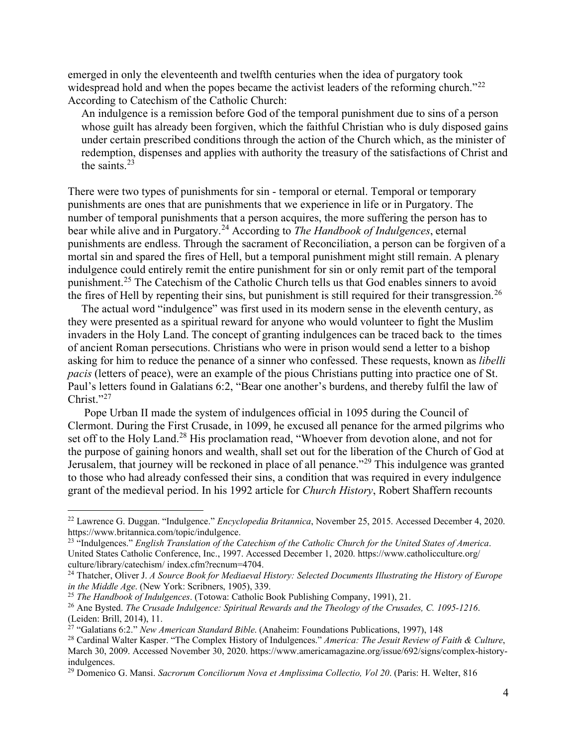emerged in only the eleventeenth and twelfth centuries when the idea of purgatory took widespread hold and when the popes became the activist leaders of the reforming church."[22] According to Catechism of the Catholic Church:

> An indulgence is a remission before God of the temporal punishment due to sins of a person whose guilt has already been forgiven, which the faithful Christian who is duly disposed gains under certain prescribed conditions through the action of the Church which, as the minister of redemption, dispenses and applies with authority the treasury of the satisfactions of Christ and the saints.[23]

There were two types of punishments for sin - temporal or eternal. Temporal or temporary punishments are ones that are punishments that we experience in life or in Purgatory. The number of temporal punishments that a person acquires, the more suffering the person has to bear while alive and in Purgatory.[24] According to *The Handbook of Indulgences*, eternal punishments are endless. Through the sacrament of Reconciliation, a person can be forgiven of a mortal sin and spared the fires of Hell, but a temporal punishment might still remain. A plenary indulgence could entirely remit the entire punishment for sin or only remit part of the temporal punishment.[25] The Catechism of the Catholic Church tells us that God enables sinners to avoid the fires of Hell by repenting their sins, but punishment is still required for their transgression.[26]

The actual word "indulgence" was first used in its modern sense in the eleventh century, as they were presented as a spiritual reward for anyone who would volunteer to fight the Muslim invaders in the Holy Land. The concept of granting indulgences can be traced back to the times of ancient Roman persecutions. Christians who were in prison would send a letter to a bishop asking for him to reduce the penance of a sinner who confessed. These requests, known as *libelli pacis* (letters of peace), were an example of the pious Christians putting into practice one of St. Paul's letters found in Galatians 6:2, "Bear one another's burdens, and thereby fulfil the law of Christ."[27]

Pope Urban II made the system of indulgences official in 1095 during the Council of Clermont. During the First Crusade, in 1099, he excused all penance for the armed pilgrims who set off to the Holy Land.[28] His proclamation read, "Whoever from devotion alone, and not for the purpose of gaining honors and wealth, shall set out for the liberation of the Church of God at Jerusalem, that journey will be reckoned in place of all penance."[29] This indulgence was granted to those who had already confessed their sins, a condition that was required in every indulgence grant of the medieval period. In his 1992 article for *Church History*, Robert Shaffern recounts

---

[22] Lawrence G. Duggan. "Indulgence." *Encyclopedia Britannica*, November 25, 2015. Accessed December 4, 2020. https://www.britannica.com/topic/indulgence.

[23] "Indulgences." *English Translation of the Catechism of the Catholic Church for the United States of America*. United States Catholic Conference, Inc., 1997. Accessed December 1, 2020. https://www.catholicculture.org/culture/library/catechism/ index.cfm?recnum=4704.

[24] Thatcher, Oliver J. *A Source Book for Mediaeval History: Selected Documents Illustrating the History of Europe in the Middle Age*. (New York: Scribners, 1905), 339.

[25] *The Handbook of Indulgences*. (Totowa: Catholic Book Publishing Company, 1991), 21.

[26] Ane Bysted. *The Crusade Indulgence: Spiritual Rewards and the Theology of the Crusades, C. 1095-1216*. (Leiden: Brill, 2014), 11.

[27] "Galatians 6:2." *New American Standard Bible*. (Anaheim: Foundations Publications, 1997), 148

[28] Cardinal Walter Kasper. "The Complex History of Indulgences." *America: The Jesuit Review of Faith & Culture*, March 30, 2009. Accessed November 30, 2020. https://www.americamagazine.org/issue/692/signs/complex-history-indulgences.

[29] Domenico G. Mansi. *Sacrorum Conciliorum Nova et Amplissima Collectio, Vol 20*. (Paris: H. Welter, 816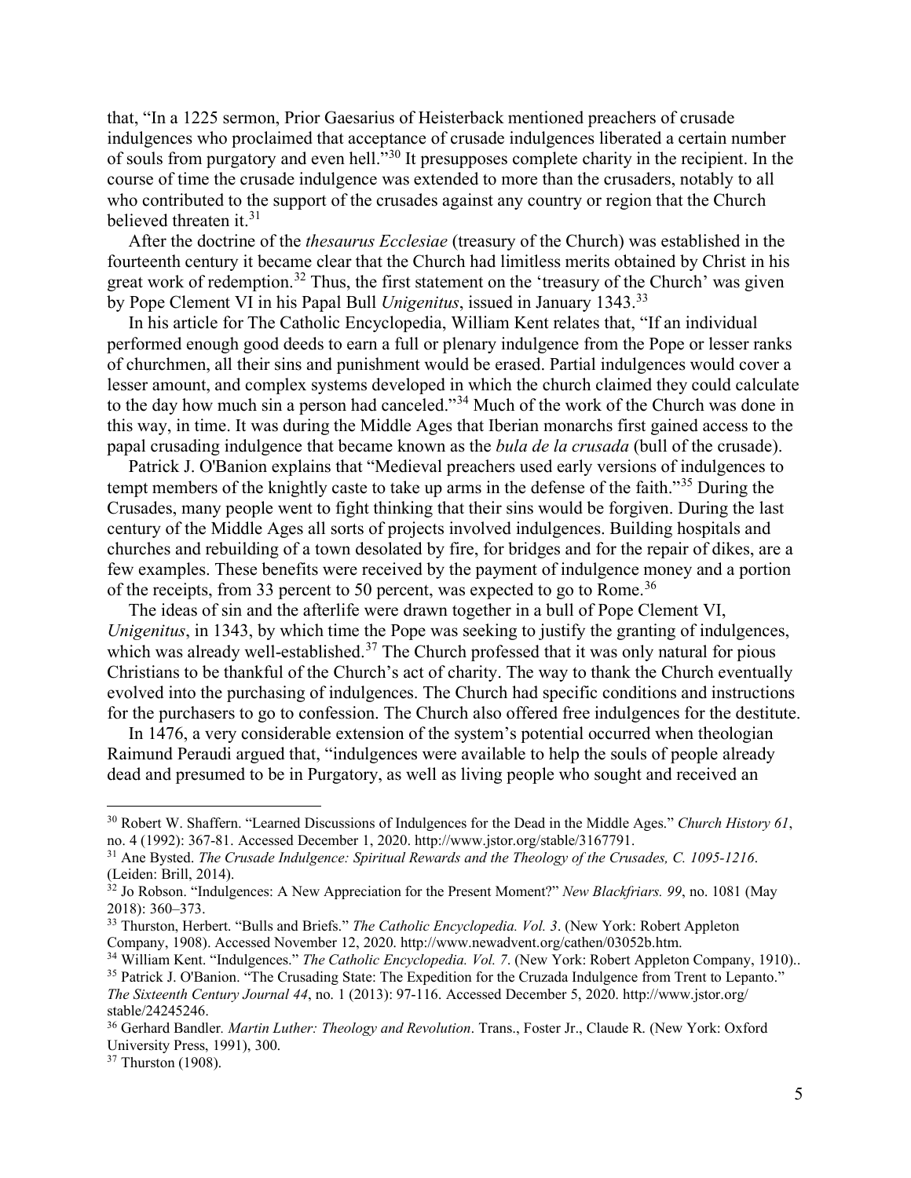that, "In a 1225 sermon, Prior Gaesarius of Heisterback mentioned preachers of crusade indulgences who proclaimed that acceptance of crusade indulgences liberated a certain number of souls from purgatory and even hell."[30] It presupposes complete charity in the recipient. In the course of time the crusade indulgence was extended to more than the crusaders, notably to all who contributed to the support of the crusades against any country or region that the Church believed threaten it.[31]

After the doctrine of the *thesaurus Ecclesiae* (treasury of the Church) was established in the fourteenth century it became clear that the Church had limitless merits obtained by Christ in his great work of redemption.[32] Thus, the first statement on the 'treasury of the Church' was given by Pope Clement VI in his Papal Bull *Unigenitus*, issued in January 1343.[33]

In his article for The Catholic Encyclopedia, William Kent relates that, "If an individual performed enough good deeds to earn a full or plenary indulgence from the Pope or lesser ranks of churchmen, all their sins and punishment would be erased. Partial indulgences would cover a lesser amount, and complex systems developed in which the church claimed they could calculate to the day how much sin a person had canceled."[34] Much of the work of the Church was done in this way, in time. It was during the Middle Ages that Iberian monarchs first gained access to the papal crusading indulgence that became known as the *bula de la crusada* (bull of the crusade).

Patrick J. O'Banion explains that "Medieval preachers used early versions of indulgences to tempt members of the knightly caste to take up arms in the defense of the faith."[35] During the Crusades, many people went to fight thinking that their sins would be forgiven. During the last century of the Middle Ages all sorts of projects involved indulgences. Building hospitals and churches and rebuilding of a town desolated by fire, for bridges and for the repair of dikes, are a few examples. These benefits were received by the payment of indulgence money and a portion of the receipts, from 33 percent to 50 percent, was expected to go to Rome.[36]

The ideas of sin and the afterlife were drawn together in a bull of Pope Clement VI, *Unigenitus*, in 1343, by which time the Pope was seeking to justify the granting of indulgences, which was already well-established.[37] The Church professed that it was only natural for pious Christians to be thankful of the Church's act of charity. The way to thank the Church eventually evolved into the purchasing of indulgences. The Church had specific conditions and instructions for the purchasers to go to confession. The Church also offered free indulgences for the destitute.

In 1476, a very considerable extension of the system's potential occurred when theologian Raimund Peraudi argued that, "indulgences were available to help the souls of people already dead and presumed to be in Purgatory, as well as living people who sought and received an

---

[30] Robert W. Shaffern. "Learned Discussions of Indulgences for the Dead in the Middle Ages." *Church History 61*, no. 4 (1992): 367-81. Accessed December 1, 2020. http://www.jstor.org/stable/3167791.

[31] Ane Bysted. *The Crusade Indulgence: Spiritual Rewards and the Theology of the Crusades, C. 1095-1216*. (Leiden: Brill, 2014).

[32] Jo Robson. "Indulgences: A New Appreciation for the Present Moment?" *New Blackfriars. 99*, no. 1081 (May 2018): 360–373.

[33] Thurston, Herbert. "Bulls and Briefs." *The Catholic Encyclopedia. Vol. 3*. (New York: Robert Appleton Company, 1908). Accessed November 12, 2020. http://www.newadvent.org/cathen/03052b.htm.

[34] William Kent. "Indulgences." *The Catholic Encyclopedia. Vol. 7*. (New York: Robert Appleton Company, 1910)..

[35] Patrick J. O'Banion. "The Crusading State: The Expedition for the Cruzada Indulgence from Trent to Lepanto." *The Sixteenth Century Journal 44*, no. 1 (2013): 97-116. Accessed December 5, 2020. http://www.jstor.org/stable/24245246.

[36] Gerhard Bandler. *Martin Luther: Theology and Revolution*. Trans., Foster Jr., Claude R. (New York: Oxford University Press, 1991), 300.

[37] Thurston (1908).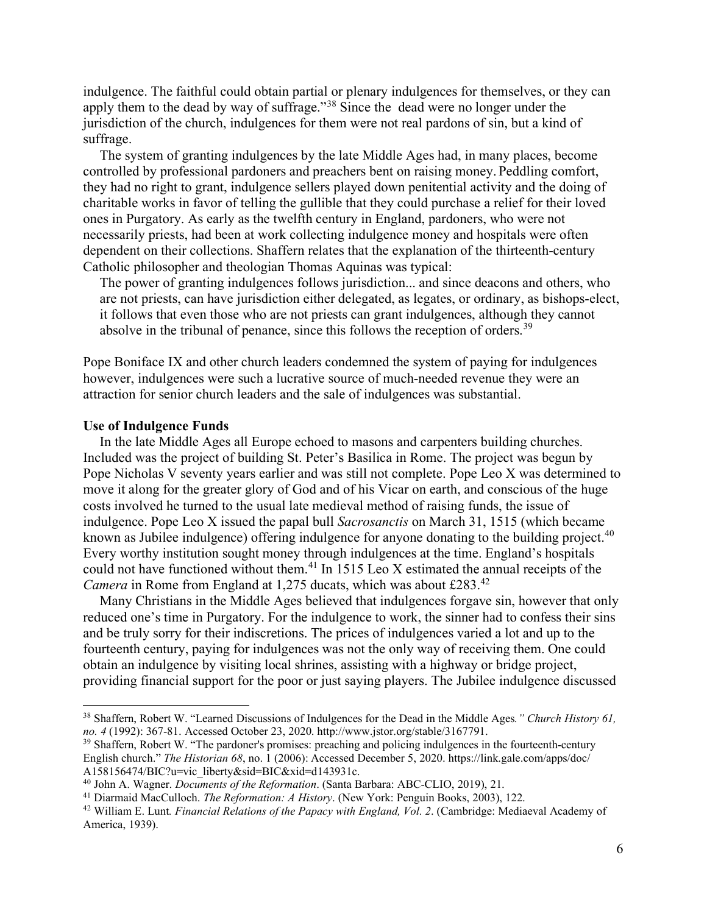indulgence. The faithful could obtain partial or plenary indulgences for themselves, or they can apply them to the dead by way of suffrage."[38] Since the dead were no longer under the jurisdiction of the church, indulgences for them were not real pardons of sin, but a kind of suffrage.

The system of granting indulgences by the late Middle Ages had, in many places, become controlled by professional pardoners and preachers bent on raising money. Peddling comfort, they had no right to grant, indulgence sellers played down penitential activity and the doing of charitable works in favor of telling the gullible that they could purchase a relief for their loved ones in Purgatory. As early as the twelfth century in England, pardoners, who were not necessarily priests, had been at work collecting indulgence money and hospitals were often dependent on their collections. Shaffern relates that the explanation of the thirteenth-century Catholic philosopher and theologian Thomas Aquinas was typical:

> The power of granting indulgences follows jurisdiction... and since deacons and others, who are not priests, can have jurisdiction either delegated, as legates, or ordinary, as bishops-elect, it follows that even those who are not priests can grant indulgences, although they cannot absolve in the tribunal of penance, since this follows the reception of orders.[39]

Pope Boniface IX and other church leaders condemned the system of paying for indulgences however, indulgences were such a lucrative source of much-needed revenue they were an attraction for senior church leaders and the sale of indulgences was substantial.

**Use of Indulgence Funds**

In the late Middle Ages all Europe echoed to masons and carpenters building churches. Included was the project of building St. Peter's Basilica in Rome. The project was begun by Pope Nicholas V seventy years earlier and was still not complete. Pope Leo X was determined to move it along for the greater glory of God and of his Vicar on earth, and conscious of the huge costs involved he turned to the usual late medieval method of raising funds, the issue of indulgence. Pope Leo X issued the papal bull *Sacrosanctis* on March 31, 1515 (which became known as Jubilee indulgence) offering indulgence for anyone donating to the building project.[40] Every worthy institution sought money through indulgences at the time. England's hospitals could not have functioned without them.[41] In 1515 Leo X estimated the annual receipts of the *Camera* in Rome from England at 1,275 ducats, which was about £283.[42]

Many Christians in the Middle Ages believed that indulgences forgave sin, however that only reduced one's time in Purgatory. For the indulgence to work, the sinner had to confess their sins and be truly sorry for their indiscretions. The prices of indulgences varied a lot and up to the fourteenth century, paying for indulgences was not the only way of receiving them. One could obtain an indulgence by visiting local shrines, assisting with a highway or bridge project, providing financial support for the poor or just saying players. The Jubilee indulgence discussed

---

[38] Shaffern, Robert W. "Learned Discussions of Indulgences for the Dead in the Middle Ages*." Church History 61, no. 4* (1992): 367-81. Accessed October 23, 2020. http://www.jstor.org/stable/3167791.

[39] Shaffern, Robert W. "The pardoner's promises: preaching and policing indulgences in the fourteenth-century English church." *The Historian 68*, no. 1 (2006): Accessed December 5, 2020. https://link.gale.com/apps/doc/A158156474/BIC?u=vic_liberty&sid=BIC&xid=d143931c.

[40] John A. Wagner. *Documents of the Reformation*. (Santa Barbara: ABC-CLIO, 2019), 21.

[41] Diarmaid MacCulloch. *The Reformation: A History*. (New York: Penguin Books, 2003), 122.

[42] William E. Lunt*. Financial Relations of the Papacy with England, Vol. 2*. (Cambridge: Mediaeval Academy of America, 1939).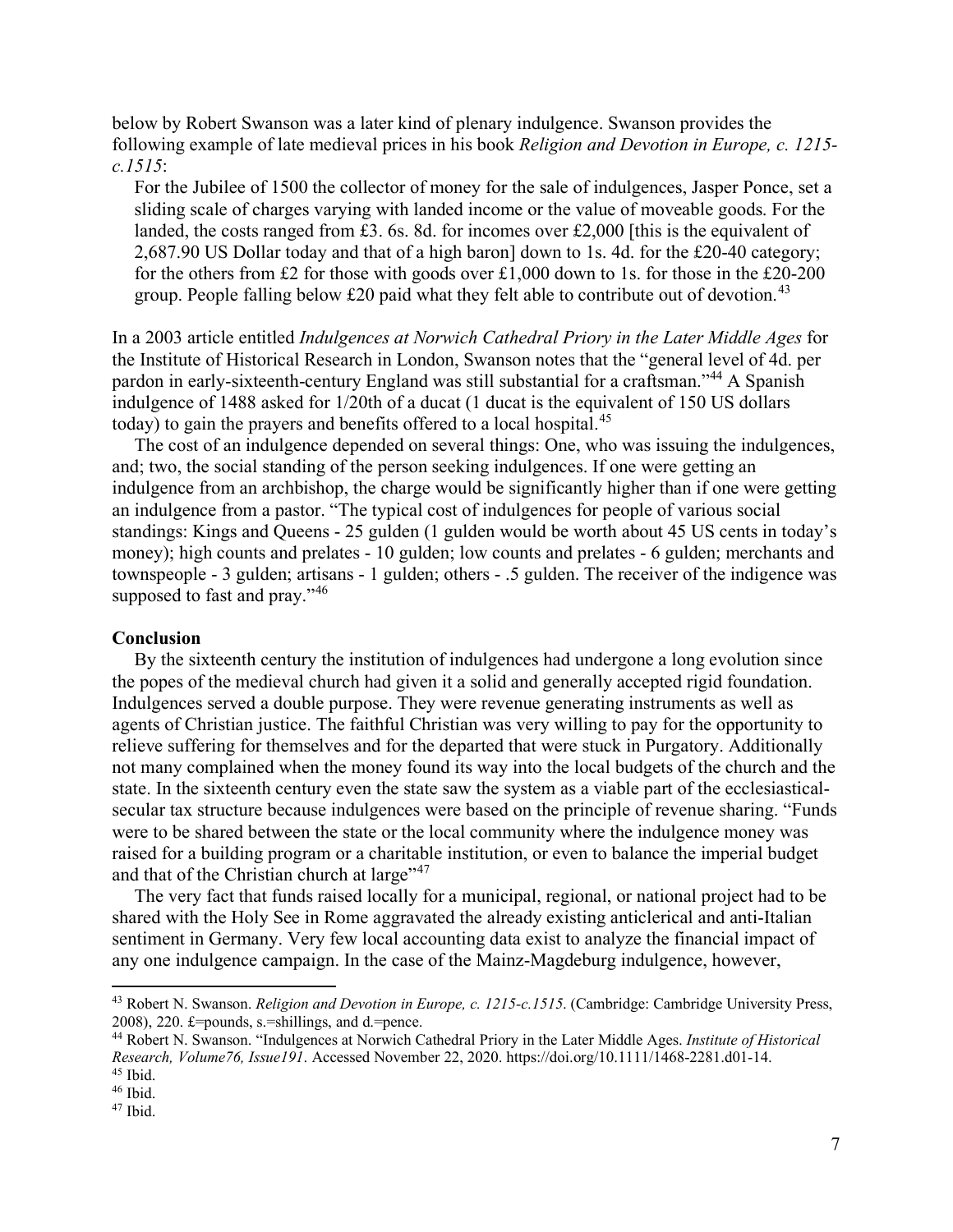below by Robert Swanson was a later kind of plenary indulgence. Swanson provides the following example of late medieval prices in his book *Religion and Devotion in Europe, c. 1215-c.1515*:

> For the Jubilee of 1500 the collector of money for the sale of indulgences, Jasper Ponce, set a sliding scale of charges varying with landed income or the value of moveable goods. For the landed, the costs ranged from £3. 6s. 8d. for incomes over £2,000 [this is the equivalent of 2,687.90 US Dollar today and that of a high baron] down to 1s. 4d. for the £20-40 category; for the others from £2 for those with goods over £1,000 down to 1s. for those in the £20-200 group. People falling below £20 paid what they felt able to contribute out of devotion.[43]

In a 2003 article entitled *Indulgences at Norwich Cathedral Priory in the Later Middle Ages* for the Institute of Historical Research in London, Swanson notes that the "general level of 4d. per pardon in early-sixteenth-century England was still substantial for a craftsman."[44] A Spanish indulgence of 1488 asked for 1/20th of a ducat (1 ducat is the equivalent of 150 US dollars today) to gain the prayers and benefits offered to a local hospital.[45]

The cost of an indulgence depended on several things: One, who was issuing the indulgences, and; two, the social standing of the person seeking indulgences. If one were getting an indulgence from an archbishop, the charge would be significantly higher than if one were getting an indulgence from a pastor. "The typical cost of indulgences for people of various social standings: Kings and Queens - 25 gulden (1 gulden would be worth about 45 US cents in today's money); high counts and prelates - 10 gulden; low counts and prelates - 6 gulden; merchants and townspeople - 3 gulden; artisans - 1 gulden; others - .5 gulden. The receiver of the indigence was supposed to fast and pray."[46]

## Conclusion

By the sixteenth century the institution of indulgences had undergone a long evolution since the popes of the medieval church had given it a solid and generally accepted rigid foundation. Indulgences served a double purpose. They were revenue generating instruments as well as agents of Christian justice. The faithful Christian was very willing to pay for the opportunity to relieve suffering for themselves and for the departed that were stuck in Purgatory. Additionally not many complained when the money found its way into the local budgets of the church and the state. In the sixteenth century even the state saw the system as a viable part of the ecclesiastical-secular tax structure because indulgences were based on the principle of revenue sharing. "Funds were to be shared between the state or the local community where the indulgence money was raised for a building program or a charitable institution, or even to balance the imperial budget and that of the Christian church at large"[47]

The very fact that funds raised locally for a municipal, regional, or national project had to be shared with the Holy See in Rome aggravated the already existing anticlerical and anti-Italian sentiment in Germany. Very few local accounting data exist to analyze the financial impact of any one indulgence campaign. In the case of the Mainz-Magdeburg indulgence, however,

---

[43] Robert N. Swanson. *Religion and Devotion in Europe, c. 1215-c.1515*. (Cambridge: Cambridge University Press, 2008), 220. £=pounds, s.=shillings, and d.=pence.

[44] Robert N. Swanson. "Indulgences at Norwich Cathedral Priory in the Later Middle Ages. *Institute of Historical Research, Volume76, Issue191*. Accessed November 22, 2020. https://doi.org/10.1111/1468-2281.d01-14.

[45] Ibid.

[46] Ibid.

[47] Ibid.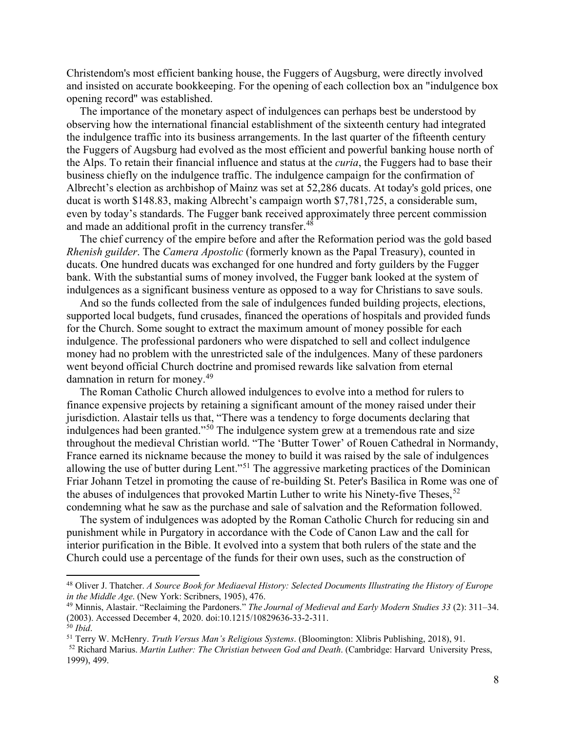Christendom's most efficient banking house, the Fuggers of Augsburg, were directly involved and insisted on accurate bookkeeping. For the opening of each collection box an "indulgence box opening record" was established.

The importance of the monetary aspect of indulgences can perhaps best be understood by observing how the international financial establishment of the sixteenth century had integrated the indulgence traffic into its business arrangements. In the last quarter of the fifteenth century the Fuggers of Augsburg had evolved as the most efficient and powerful banking house north of the Alps. To retain their financial influence and status at the *curia*, the Fuggers had to base their business chiefly on the indulgence traffic. The indulgence campaign for the confirmation of Albrecht's election as archbishop of Mainz was set at 52,286 ducats. At today's gold prices, one ducat is worth $148.83, making Albrecht's campaign worth $7,781,725, a considerable sum, even by today's standards. The Fugger bank received approximately three percent commission and made an additional profit in the currency transfer.[48]

The chief currency of the empire before and after the Reformation period was the gold based *Rhenish guilder*. The *Camera Apostolic* (formerly known as the Papal Treasury), counted in ducats. One hundred ducats was exchanged for one hundred and forty guilders by the Fugger bank. With the substantial sums of money involved, the Fugger bank looked at the system of indulgences as a significant business venture as opposed to a way for Christians to save souls.

And so the funds collected from the sale of indulgences funded building projects, elections, supported local budgets, fund crusades, financed the operations of hospitals and provided funds for the Church. Some sought to extract the maximum amount of money possible for each indulgence. The professional pardoners who were dispatched to sell and collect indulgence money had no problem with the unrestricted sale of the indulgences. Many of these pardoners went beyond official Church doctrine and promised rewards like salvation from eternal damnation in return for money.[49]

The Roman Catholic Church allowed indulgences to evolve into a method for rulers to finance expensive projects by retaining a significant amount of the money raised under their jurisdiction. Alastair tells us that, "There was a tendency to forge documents declaring that indulgences had been granted."[50] The indulgence system grew at a tremendous rate and size throughout the medieval Christian world. "The 'Butter Tower' of Rouen Cathedral in Normandy, France earned its nickname because the money to build it was raised by the sale of indulgences allowing the use of butter during Lent."[51] The aggressive marketing practices of the Dominican Friar Johann Tetzel in promoting the cause of re-building St. Peter's Basilica in Rome was one of the abuses of indulgences that provoked Martin Luther to write his Ninety-five Theses,[52] condemning what he saw as the purchase and sale of salvation and the Reformation followed.

The system of indulgences was adopted by the Roman Catholic Church for reducing sin and punishment while in Purgatory in accordance with the Code of Canon Law and the call for interior purification in the Bible. It evolved into a system that both rulers of the state and the Church could use a percentage of the funds for their own uses, such as the construction of

---

[48] Oliver J. Thatcher. *A Source Book for Mediaeval History: Selected Documents Illustrating the History of Europe in the Middle Age*. (New York: Scribners, 1905), 476.

[49] Minnis, Alastair. "Reclaiming the Pardoners." *The Journal of Medieval and Early Modern Studies 33* (2): 311–34. (2003). Accessed December 4, 2020. doi:10.1215/10829636-33-2-311.

[50] *Ibid*.

[51] Terry W. McHenry. *Truth Versus Man's Religious Systems*. (Bloomington: Xlibris Publishing, 2018), 91.

[52] Richard Marius. *Martin Luther: The Christian between God and Death*. (Cambridge: Harvard University Press, 1999), 499.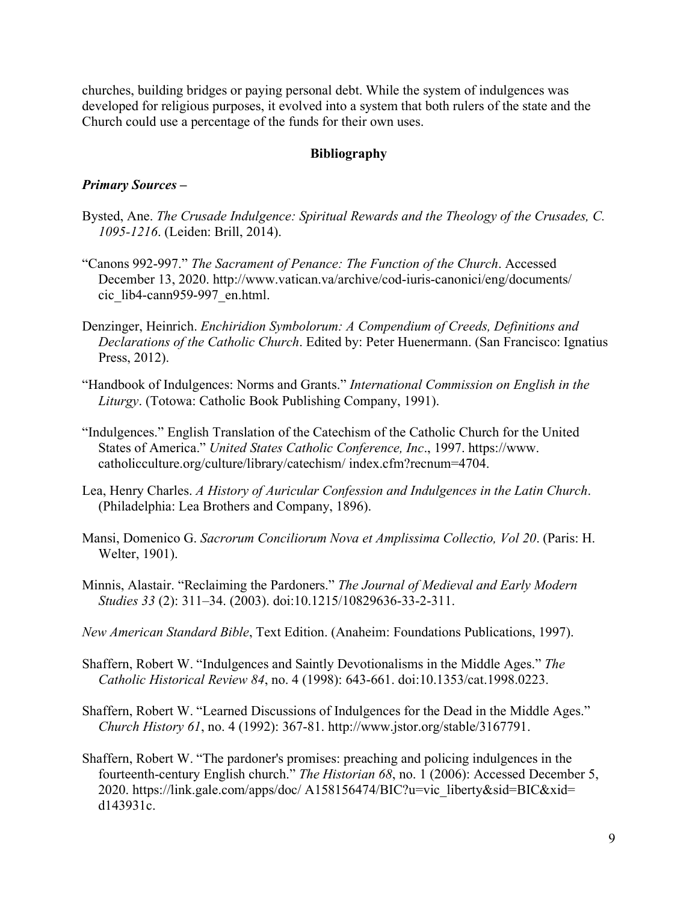churches, building bridges or paying personal debt. While the system of indulgences was developed for religious purposes, it evolved into a system that both rulers of the state and the Church could use a percentage of the funds for their own uses.

**Bibliography**

***Primary Sources –***

Bysted, Ane. *The Crusade Indulgence: Spiritual Rewards and the Theology of the Crusades, C. 1095-1216*. (Leiden: Brill, 2014).

"Canons 992-997." *The Sacrament of Penance: The Function of the Church*. Accessed December 13, 2020. http://www.vatican.va/archive/cod-iuris-canonici/eng/documents/cic_lib4-cann959-997_en.html.

Denzinger, Heinrich. *Enchiridion Symbolorum: A Compendium of Creeds, Definitions and Declarations of the Catholic Church*. Edited by: Peter Huenermann. (San Francisco: Ignatius Press, 2012).

"Handbook of Indulgences: Norms and Grants." *International Commission on English in the Liturgy*. (Totowa: Catholic Book Publishing Company, 1991).

"Indulgences." English Translation of the Catechism of the Catholic Church for the United States of America." *United States Catholic Conference, Inc*., 1997. https://www.catholicculture.org/culture/library/catechism/ index.cfm?recnum=4704.

Lea, Henry Charles. *A History of Auricular Confession and Indulgences in the Latin Church*. (Philadelphia: Lea Brothers and Company, 1896).

Mansi, Domenico G. *Sacrorum Conciliorum Nova et Amplissima Collectio, Vol 20*. (Paris: H. Welter, 1901).

Minnis, Alastair. "Reclaiming the Pardoners." *The Journal of Medieval and Early Modern Studies 33* (2): 311–34. (2003). doi:10.1215/10829636-33-2-311.

*New American Standard Bible*, Text Edition. (Anaheim: Foundations Publications, 1997).

Shaffern, Robert W. "Indulgences and Saintly Devotionalisms in the Middle Ages." *The Catholic Historical Review 84*, no. 4 (1998): 643-661. doi:10.1353/cat.1998.0223.

Shaffern, Robert W. "Learned Discussions of Indulgences for the Dead in the Middle Ages." *Church History 61*, no. 4 (1992): 367-81. http://www.jstor.org/stable/3167791.

Shaffern, Robert W. "The pardoner's promises: preaching and policing indulgences in the fourteenth-century English church." *The Historian 68*, no. 1 (2006): Accessed December 5, 2020. https://link.gale.com/apps/doc/ A158156474/BIC?u=vic_liberty&sid=BIC&xid=d143931c.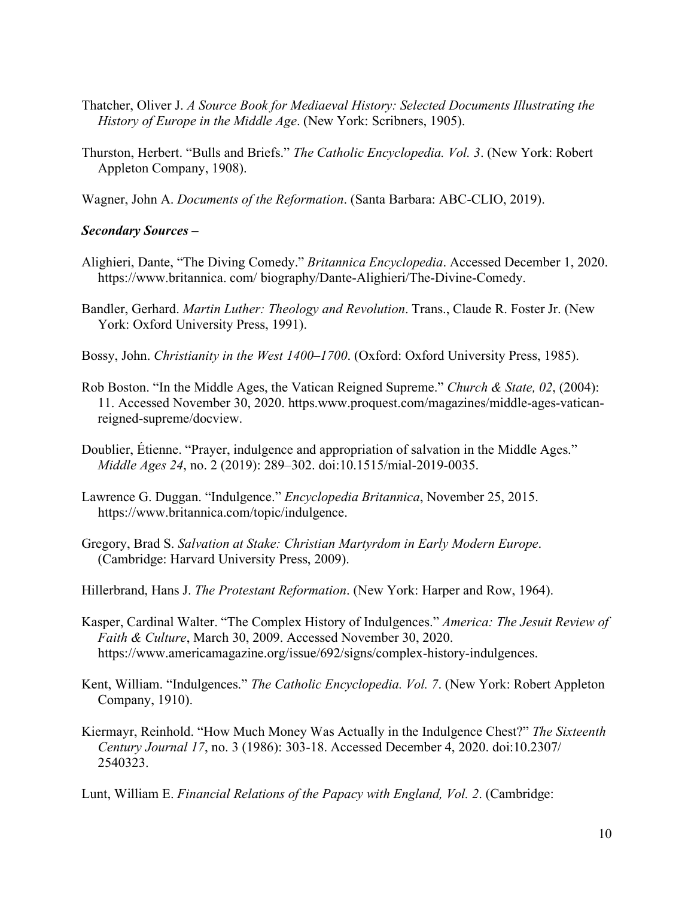Thatcher, Oliver J. *A Source Book for Mediaeval History: Selected Documents Illustrating the History of Europe in the Middle Age*. (New York: Scribners, 1905).

Thurston, Herbert. "Bulls and Briefs." *The Catholic Encyclopedia. Vol. 3*. (New York: Robert Appleton Company, 1908).

Wagner, John A. *Documents of the Reformation*. (Santa Barbara: ABC-CLIO, 2019).

***Secondary Sources –***

Alighieri, Dante, "The Diving Comedy." *Britannica Encyclopedia*. Accessed December 1, 2020. https://www.britannica. com/ biography/Dante-Alighieri/The-Divine-Comedy.

Bandler, Gerhard. *Martin Luther: Theology and Revolution*. Trans., Claude R. Foster Jr. (New York: Oxford University Press, 1991).

Bossy, John. *Christianity in the West 1400–1700*. (Oxford: Oxford University Press, 1985).

Rob Boston. "In the Middle Ages, the Vatican Reigned Supreme." *Church & State, 02*, (2004): 11. Accessed November 30, 2020. https.www.proquest.com/magazines/middle-ages-vatican-reigned-supreme/docview.

Doublier, Étienne. "Prayer, indulgence and appropriation of salvation in the Middle Ages." *Middle Ages 24*, no. 2 (2019): 289–302. doi:10.1515/mial-2019-0035.

Lawrence G. Duggan. "Indulgence." *Encyclopedia Britannica*, November 25, 2015. https://www.britannica.com/topic/indulgence.

Gregory, Brad S. *Salvation at Stake: Christian Martyrdom in Early Modern Europe*. (Cambridge: Harvard University Press, 2009).

Hillerbrand, Hans J. *The Protestant Reformation*. (New York: Harper and Row, 1964).

Kasper, Cardinal Walter. "The Complex History of Indulgences." *America: The Jesuit Review of Faith & Culture*, March 30, 2009. Accessed November 30, 2020. https://www.americamagazine.org/issue/692/signs/complex-history-indulgences.

Kent, William. "Indulgences." *The Catholic Encyclopedia. Vol. 7*. (New York: Robert Appleton Company, 1910).

Kiermayr, Reinhold. "How Much Money Was Actually in the Indulgence Chest?" *The Sixteenth Century Journal 17*, no. 3 (1986): 303-18. Accessed December 4, 2020. doi:10.2307/ 2540323.

Lunt, William E. *Financial Relations of the Papacy with England, Vol. 2*. (Cambridge: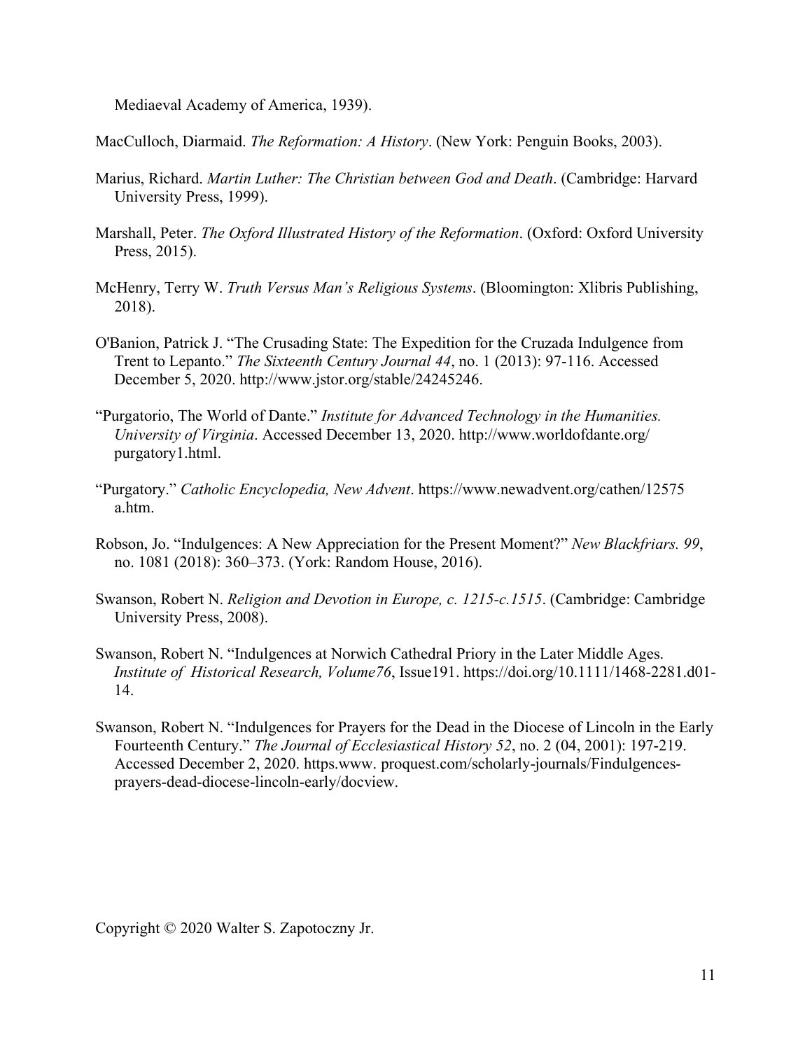Mediaeval Academy of America, 1939).

MacCulloch, Diarmaid. *The Reformation: A History*. (New York: Penguin Books, 2003).

Marius, Richard. *Martin Luther: The Christian between God and Death*. (Cambridge: Harvard University Press, 1999).

Marshall, Peter. *The Oxford Illustrated History of the Reformation*. (Oxford: Oxford University Press, 2015).

McHenry, Terry W. *Truth Versus Man's Religious Systems*. (Bloomington: Xlibris Publishing, 2018).

O'Banion, Patrick J. "The Crusading State: The Expedition for the Cruzada Indulgence from Trent to Lepanto." *The Sixteenth Century Journal 44*, no. 1 (2013): 97-116. Accessed December 5, 2020. http://www.jstor.org/stable/24245246.

"Purgatorio, The World of Dante." *Institute for Advanced Technology in the Humanities. University of Virginia*. Accessed December 13, 2020. http://www.worldofdante.org/purgatory1.html.

"Purgatory." *Catholic Encyclopedia, New Advent*. https://www.newadvent.org/cathen/12575a.htm.

Robson, Jo. "Indulgences: A New Appreciation for the Present Moment?" *New Blackfriars. 99*, no. 1081 (2018): 360–373. (York: Random House, 2016).

Swanson, Robert N. *Religion and Devotion in Europe, c. 1215-c.1515*. (Cambridge: Cambridge University Press, 2008).

Swanson, Robert N. "Indulgences at Norwich Cathedral Priory in the Later Middle Ages. *Institute of Historical Research, Volume76*, Issue191. https://doi.org/10.1111/1468-2281.d01-14.

Swanson, Robert N. "Indulgences for Prayers for the Dead in the Diocese of Lincoln in the Early Fourteenth Century." *The Journal of Ecclesiastical History 52*, no. 2 (04, 2001): 197-219. Accessed December 2, 2020. https.www. proquest.com/scholarly-journals/Findulgences-prayers-dead-diocese-lincoln-early/docview.

Copyright © 2020 Walter S. Zapotoczny Jr.